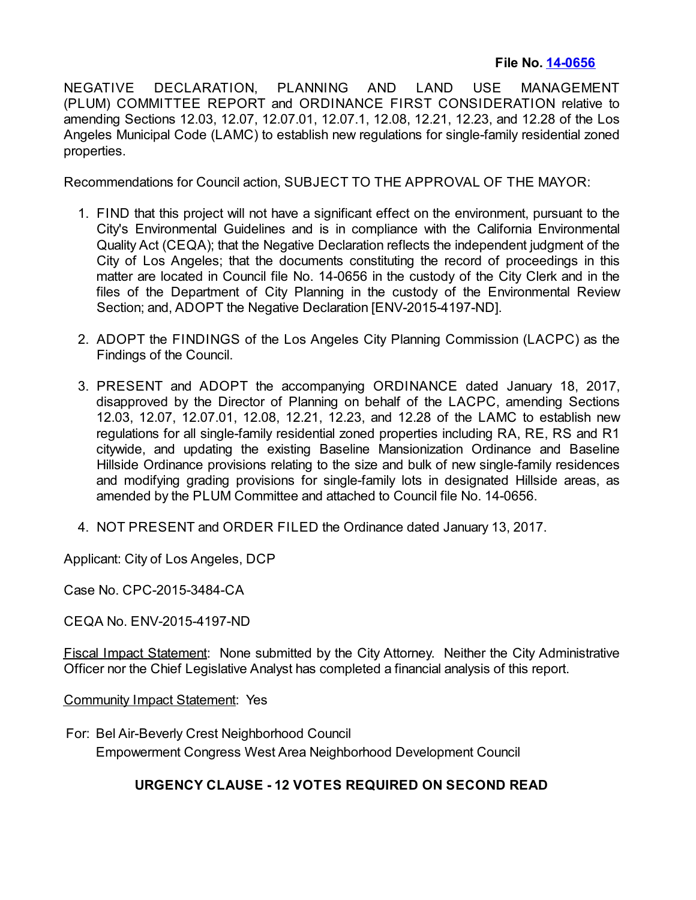**File No. [14-0656]**

NEGATIVE DECLARATION, PLANNING AND LAND USE MANAGEMENT (PLUM) COMMITTEE REPORT and ORDINANCE FIRST CONSIDERATION relative to amending Sections 12.03, 12.07, 12.07.01, 12.07.1, 12.08, 12.21, 12.23, and 12.28 of the Los Angeles Municipal Code (LAMC) to establish new regulations for single-family residential zoned properties.

Recommendations for Council action, SUBJECT TO THE APPROVAL OF THE MAYOR:

1. FIND that this project will not have a significant effect on the environment, pursuant to the City's Environmental Guidelines and is in compliance with the California Environmental Quality Act (CEQA); that the Negative Declaration reflects the independent judgment of the City of Los Angeles; that the documents constituting the record of proceedings in this matter are located in Council file No. 14-0656 in the custody of the City Clerk and in the files of the Department of City Planning in the custody of the Environmental Review Section; and, ADOPT the Negative Declaration [ENV-2015-4197-ND].

2. ADOPT the FINDINGS of the Los Angeles City Planning Commission (LACPC) as the Findings of the Council.

3. PRESENT and ADOPT the accompanying ORDINANCE dated January 18, 2017, disapproved by the Director of Planning on behalf of the LACPC, amending Sections 12.03, 12.07, 12.07.01, 12.08, 12.21, 12.23, and 12.28 of the LAMC to establish new regulations for all single-family residential zoned properties including RA, RE, RS and R1 citywide, and updating the existing Baseline Mansionization Ordinance and Baseline Hillside Ordinance provisions relating to the size and bulk of new single-family residences and modifying grading provisions for single-family lots in designated Hillside areas, as amended by the PLUM Committee and attached to Council file No. 14-0656.

4. NOT PRESENT and ORDER FILED the Ordinance dated January 13, 2017.

Applicant: City of Los Angeles, DCP

Case No. CPC-2015-3484-CA

CEQA No. ENV-2015-4197-ND

Fiscal Impact Statement: None submitted by the City Attorney. Neither the City Administrative Officer nor the Chief Legislative Analyst has completed a financial analysis of this report.

Community Impact Statement: Yes

For: Bel Air-Beverly Crest Neighborhood Council
Empowerment Congress West Area Neighborhood Development Council

**URGENCY CLAUSE - 12 VOTES REQUIRED ON SECOND READ**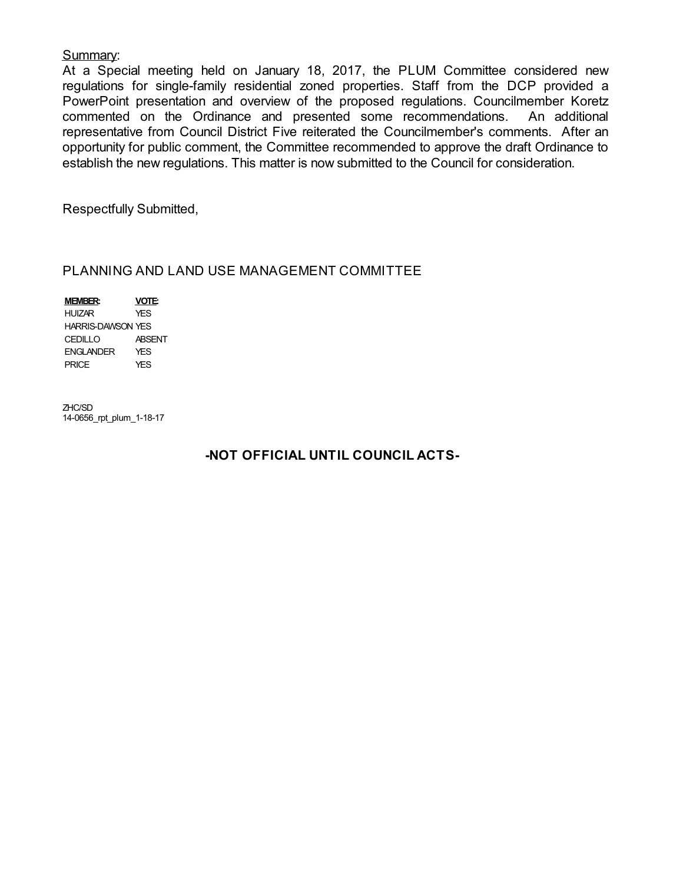Summary:

At a Special meeting held on January 18, 2017, the PLUM Committee considered new regulations for single-family residential zoned properties. Staff from the DCP provided a PowerPoint presentation and overview of the proposed regulations. Councilmember Koretz commented on the Ordinance and presented some recommendations. An additional representative from Council District Five reiterated the Councilmember's comments. After an opportunity for public comment, the Committee recommended to approve the draft Ordinance to establish the new regulations. This matter is now submitted to the Council for consideration.

Respectfully Submitted,

PLANNING AND LAND USE MANAGEMENT COMMITTEE

| MEMBER: | VOTE: |
|---|---|
| HUIZAR | YES |
| HARRIS-DAWSON | YES |
| CEDILLO | ABSENT |
| ENGLANDER | YES |
| PRICE | YES |

ZHC/SD
14-0656_rpt_plum_1-18-17

**-NOT OFFICIAL UNTIL COUNCIL ACTS-**